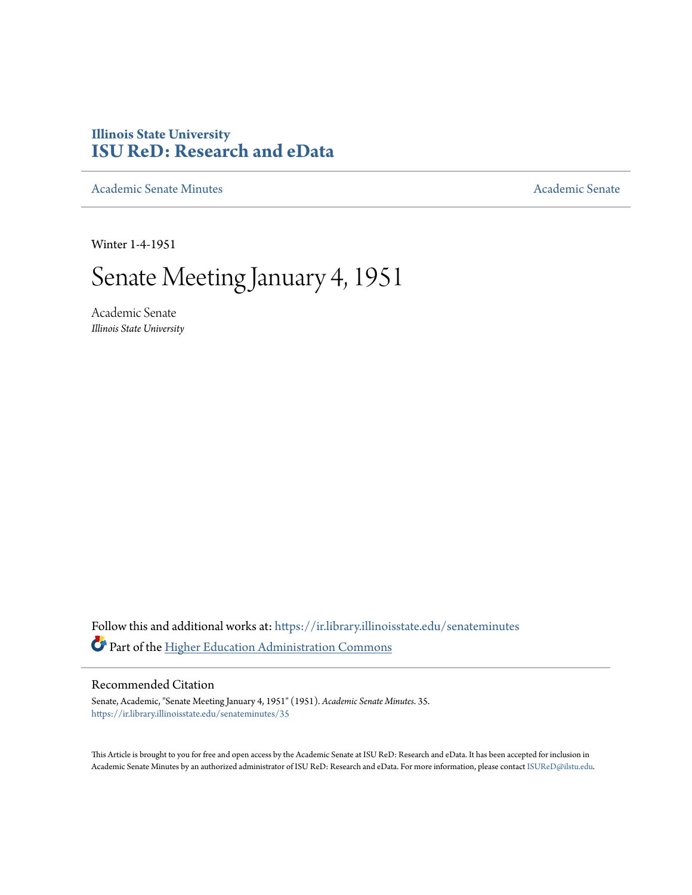# Illinois State University
# ISU ReD: Research and eData

Academic Senate Minutes

Academic Senate

Winter 1-4-1951

# Senate Meeting January 4, 1951

Academic Senate
*Illinois State University*

Follow this and additional works at: https://ir.library.illinoisstate.edu/senateminutes

Part of the Higher Education Administration Commons

## Recommended Citation

Senate, Academic, "Senate Meeting January 4, 1951" (1951). *Academic Senate Minutes*. 35.
https://ir.library.illinoisstate.edu/senateminutes/35

This Article is brought to you for free and open access by the Academic Senate at ISU ReD: Research and eData. It has been accepted for inclusion in Academic Senate Minutes by an authorized administrator of ISU ReD: Research and eData. For more information, please contact ISUReD@ilstu.edu.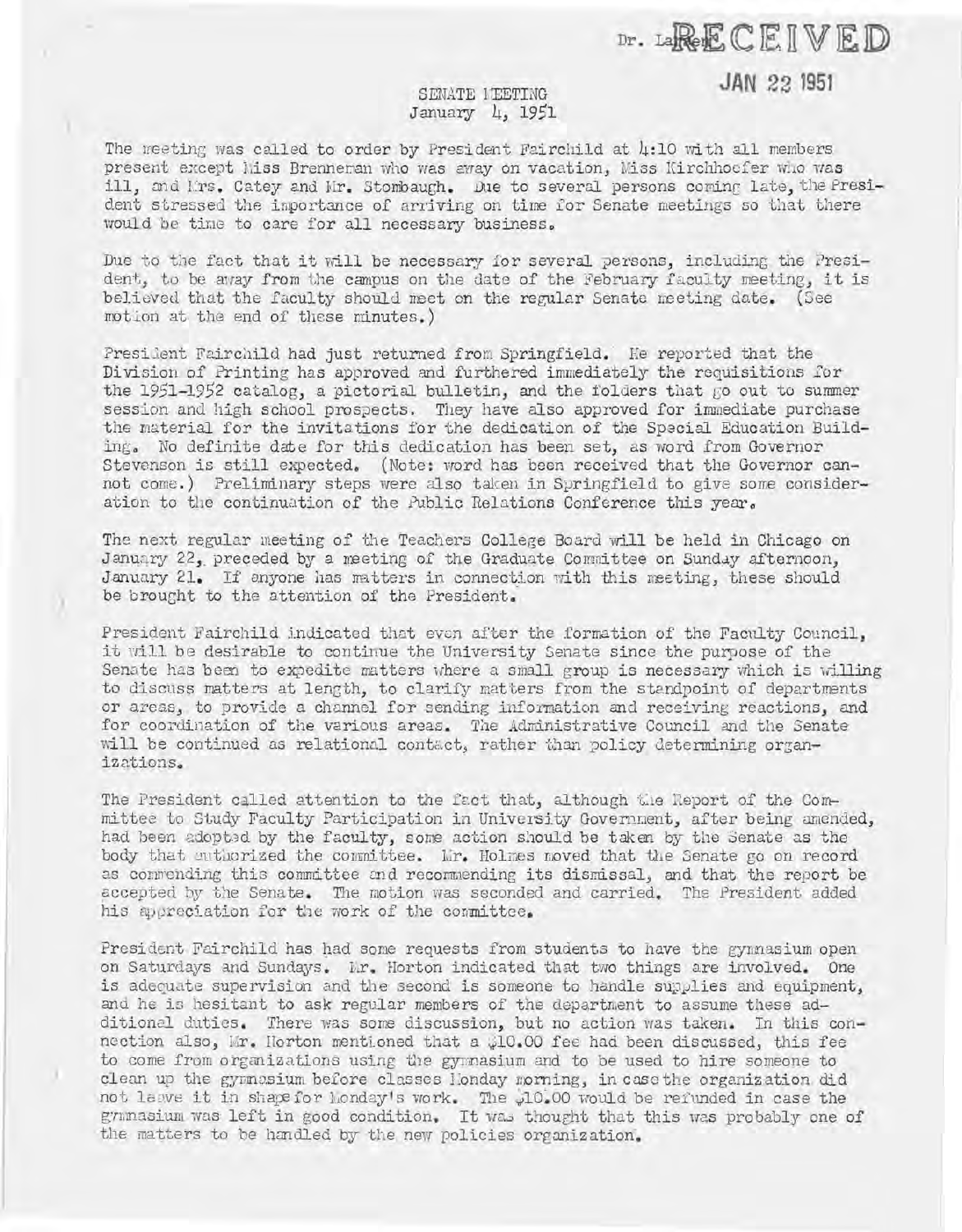Dr. LaRe RECEIVED

JAN 22 1951

SENATE MEETING
January 4, 1951

The meeting was called to order by President Fairchild at 4:10 with all members present except Miss Brenneman who was away on vacation, Miss Kirchhoefer who was ill, and Mrs. Catey and Mr. Stombaugh. Due to several persons coming late, the President stressed the importance of arriving on time for Senate meetings so that there would be time to care for all necessary business.

Due to the fact that it will be necessary for several persons, including the President, to be away from the campus on the date of the February faculty meeting, it is believed that the faculty should meet on the regular Senate meeting date. (See motion at the end of these minutes.)

President Fairchild had just returned from Springfield. He reported that the Division of Printing has approved and furthered immediately the requisitions for the 1951-1952 catalog, a pictorial bulletin, and the folders that go out to summer session and high school prospects. They have also approved for immediate purchase the material for the invitations for the dedication of the Special Education Building. No definite date for this dedication has been set, as word from Governor Stevenson is still expected. (Note: word has been received that the Governor cannot come.) Preliminary steps were also taken in Springfield to give some consideration to the continuation of the Public Relations Conference this year.

The next regular meeting of the Teachers College Board will be held in Chicago on January 22, preceded by a meeting of the Graduate Committee on Sunday afternoon, January 21. If anyone has matters in connection with this meeting, these should be brought to the attention of the President.

President Fairchild indicated that even after the formation of the Faculty Council, it will be desirable to continue the University Senate since the purpose of the Senate has been to expedite matters where a small group is necessary which is willing to discuss matters at length, to clarify matters from the standpoint of departments or areas, to provide a channel for sending information and receiving reactions, and for coordination of the various areas. The Administrative Council and the Senate will be continued as relational contact, rather than policy determining organizations.

The President called attention to the fact that, although the Report of the Committee to Study Faculty Participation in University Government, after being amended, had been adopted by the faculty, some action should be taken by the Senate as the body that authorized the committee. Mr. Holmes moved that the Senate go on record as commending this committee and recommending its dismissal, and that the report be accepted by the Senate. The motion was seconded and carried. The President added his appreciation for the work of the committee.

President Fairchild has had some requests from students to have the gymnasium open on Saturdays and Sundays. Mr. Horton indicated that two things are involved. One is adequate supervision and the second is someone to handle supplies and equipment, and he is hesitant to ask regular members of the department to assume these additional duties. There was some discussion, but no action was taken. In this connection also, Mr. Horton mentioned that a $10.00 fee had been discussed, this fee to come from organizations using the gymnasium and to be used to hire someone to clean up the gymnasium before classes Monday morning, in case the organization did not leave it in shape for Monday's work. The $10.00 would be refunded in case the gymnasium was left in good condition. It was thought that this was probably one of the matters to be handled by the new policies organization.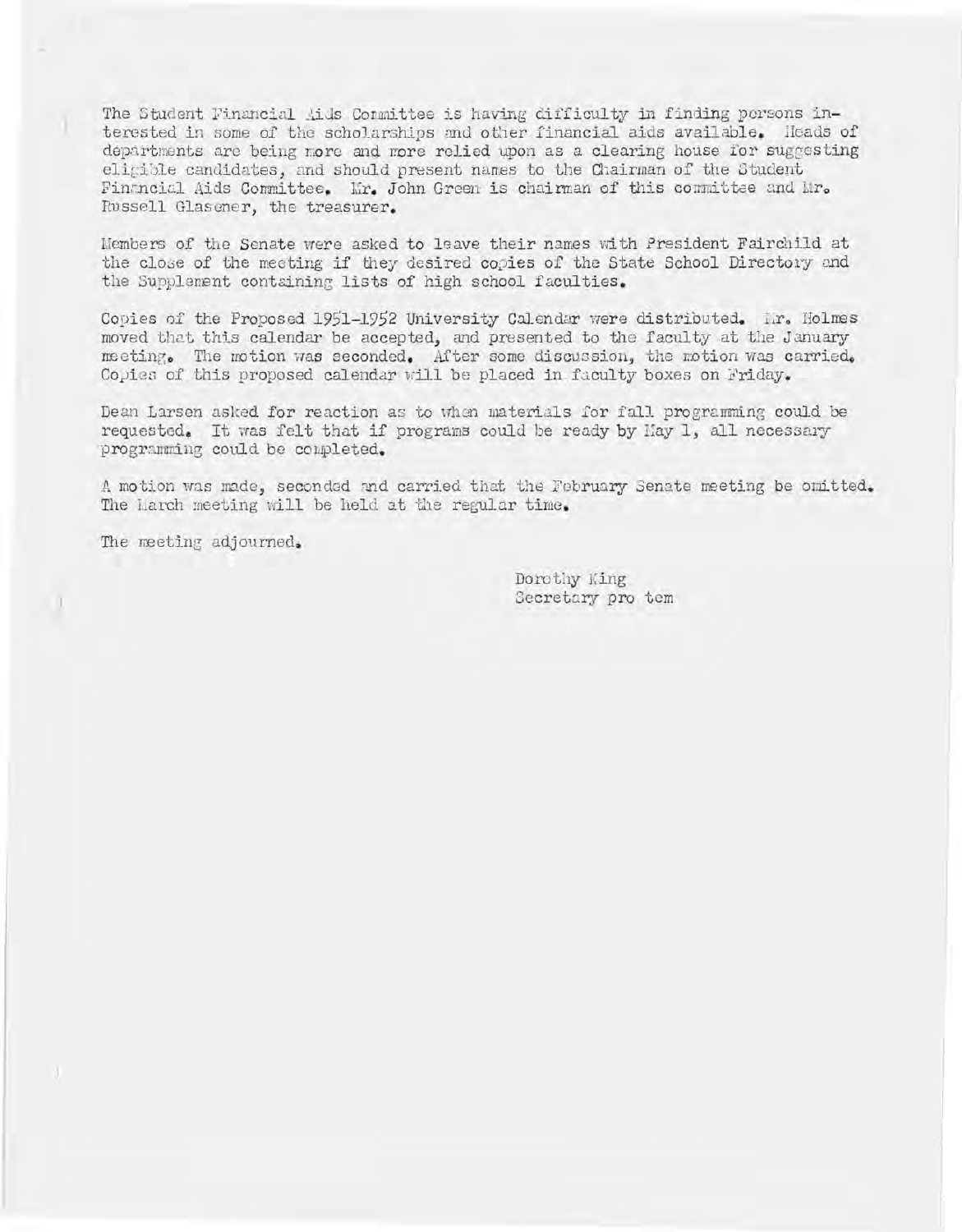The Student Financial Aids Committee is having difficulty in finding persons interested in some of the scholarships and other financial aids available. Heads of departments are being more and more relied upon as a clearing house for suggesting eligible candidates, and should present names to the Chairman of the Student Financial Aids Committee. Mr. John Green is chairman of this committee and Mr. Russell Glasener, the treasurer.

Members of the Senate were asked to leave their names with President Fairchild at the close of the meeting if they desired copies of the State School Directory and the Supplement containing lists of high school faculties.

Copies of the Proposed 1951-1952 University Calendar were distributed. Mr. Holmes moved that this calendar be accepted, and presented to the faculty at the January meeting. The motion was seconded. After some discussion, the motion was carried. Copies of this proposed calendar will be placed in faculty boxes on Friday.

Dean Larsen asked for reaction as to when materials for fall programming could be requested. It was felt that if programs could be ready by May 1, all necessary programming could be completed.

A motion was made, seconded and carried that the February Senate meeting be omitted. The March meeting will be held at the regular time.

The meeting adjourned.

Dorothy King
Secretary pro tem